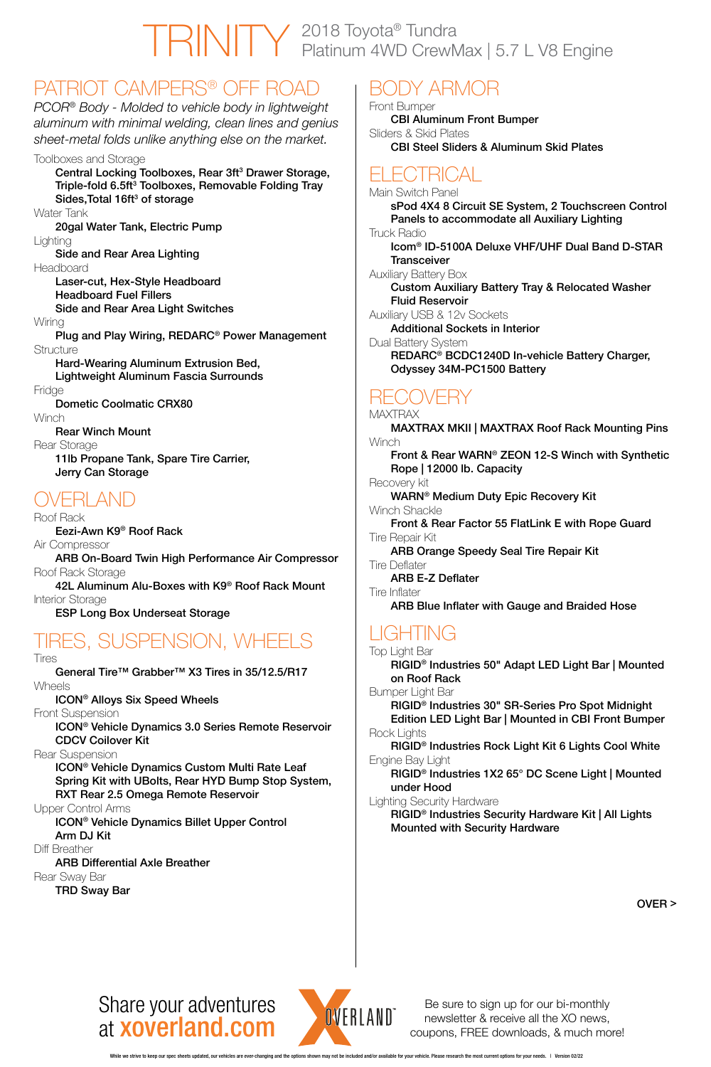# TRINITY

2018 Toyota® Tundra
Platinum 4WD CrewMax | 5.7 L V8 Engine

## PATRIOT CAMPERS® OFF ROAD

*PCOR® Body - Molded to vehicle body in lightweight aluminum with minimal welding, clean lines and genius sheet-metal folds unlike anything else on the market.*

Toolboxes and Storage
**Central Locking Toolboxes, Rear 3ft³ Drawer Storage, Triple-fold 6.5ft³ Toolboxes, Removable Folding Tray Sides,Total 16ft³ of storage**

Water Tank
**20gal Water Tank, Electric Pump**

Lighting
**Side and Rear Area Lighting**

Headboard
**Laser-cut, Hex-Style Headboard**
**Headboard Fuel Fillers**
**Side and Rear Area Light Switches**

Wiring
**Plug and Play Wiring, REDARC® Power Management**

Structure
**Hard-Wearing Aluminum Extrusion Bed, Lightweight Aluminum Fascia Surrounds**

Fridge
**Dometic Coolmatic CRX80**

Winch
**Rear Winch Mount**

Rear Storage
**11lb Propane Tank, Spare Tire Carrier, Jerry Can Storage**

## OVERLAND

Roof Rack
**Eezi-Awn K9® Roof Rack**

Air Compressor
**ARB On-Board Twin High Performance Air Compressor**

Roof Rack Storage
**42L Aluminum Alu-Boxes with K9® Roof Rack Mount**

Interior Storage
**ESP Long Box Underseat Storage**

## TIRES, SUSPENSION, WHEELS

Tires
**General Tire™ Grabber™ X3 Tires in 35/12.5/R17**

Wheels
**ICON® Alloys Six Speed Wheels**

Front Suspension
**ICON® Vehicle Dynamics 3.0 Series Remote Reservoir CDCV Coilover Kit**

Rear Suspension
**ICON® Vehicle Dynamics Custom Multi Rate Leaf Spring Kit with UBolts, Rear HYD Bump Stop System, RXT Rear 2.5 Omega Remote Reservoir**

Upper Control Arms
**ICON® Vehicle Dynamics Billet Upper Control Arm DJ Kit**

Diff Breather
**ARB Differential Axle Breather**

Rear Sway Bar
**TRD Sway Bar**

## BODY ARMOR

Front Bumper
**CBI Aluminum Front Bumper**

Sliders & Skid Plates
**CBI Steel Sliders & Aluminum Skid Plates**

## ELECTRICAL

Main Switch Panel
**sPod 4X4 8 Circuit SE System, 2 Touchscreen Control Panels to accommodate all Auxiliary Lighting**

Truck Radio
**Icom® ID-5100A Deluxe VHF/UHF Dual Band D-STAR Transceiver**

Auxiliary Battery Box
**Custom Auxiliary Battery Tray & Relocated Washer Fluid Reservoir**

Auxiliary USB & 12v Sockets
**Additional Sockets in Interior**

Dual Battery System
**REDARC® BCDC1240D In-vehicle Battery Charger, Odyssey 34M-PC1500 Battery**

## RECOVERY

MAXTRAX
**MAXTRAX MKII | MAXTRAX Roof Rack Mounting Pins**

Winch
**Front & Rear WARN® ZEON 12-S Winch with Synthetic Rope | 12000 lb. Capacity**

Recovery kit
**WARN® Medium Duty Epic Recovery Kit**

Winch Shackle
**Front & Rear Factor 55 FlatLink E with Rope Guard**

Tire Repair Kit
**ARB Orange Speedy Seal Tire Repair Kit**

Tire Deflater
**ARB E-Z Deflater**

Tire Inflater
**ARB Blue Inflater with Gauge and Braided Hose**

## LIGHTING

Top Light Bar
**RIGID® Industries 50" Adapt LED Light Bar | Mounted on Roof Rack**

Bumper Light Bar
**RIGID® Industries 30" SR-Series Pro Spot Midnight Edition LED Light Bar | Mounted in CBI Front Bumper**

Rock Lights
**RIGID® Industries Rock Light Kit 6 Lights Cool White**

Engine Bay Light
**RIGID® Industries 1X2 65° DC Scene Light | Mounted under Hood**

Lighting Security Hardware
**RIGID® Industries Security Hardware Kit | All Lights Mounted with Security Hardware**

**OVER >**

Share your adventures at **xoverland.com**

XOVERLAND™

Be sure to sign up for our bi-monthly newsletter & receive all the XO news, coupons, FREE downloads, & much more!

While we strive to keep our spec sheets updated, our vehicles are ever-changing and the options shown may not be included and/or available for your vehicle. Please research the most current options for your needs. | Version 02/22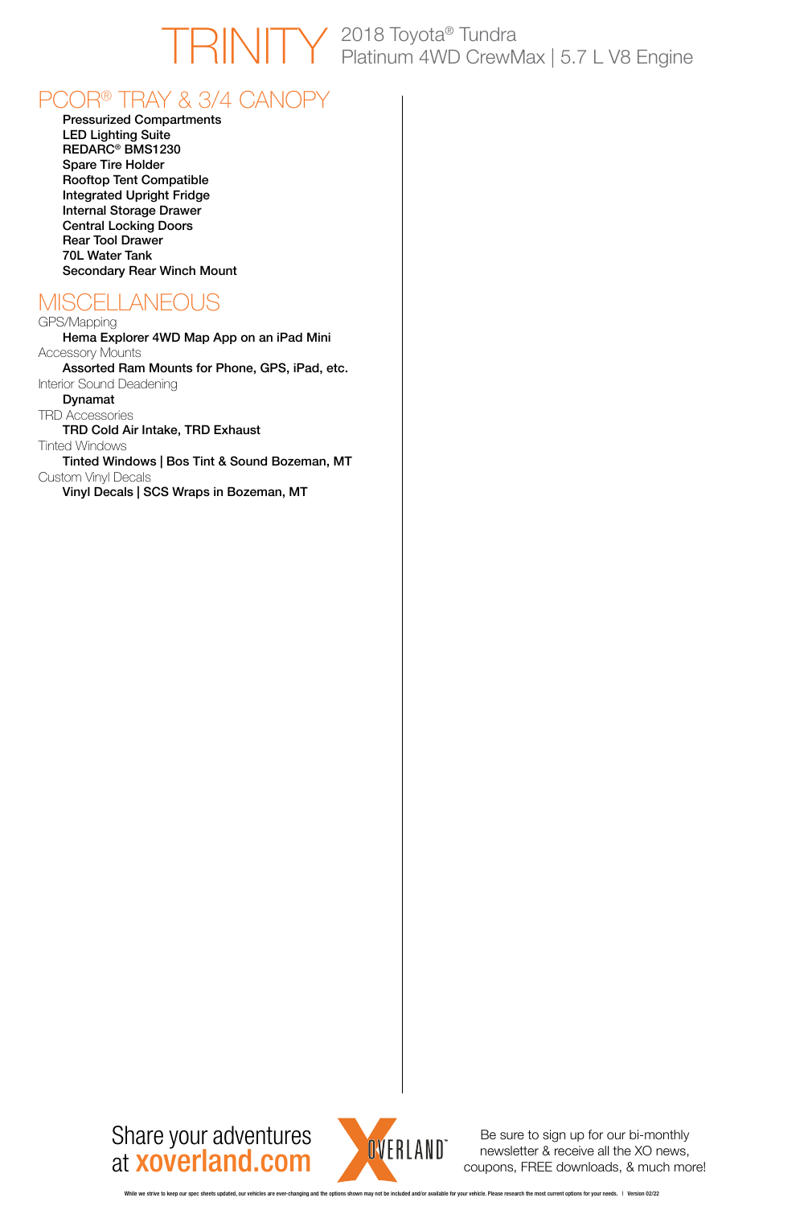# TRINITY 2018 Toyota® Tundra Platinum 4WD CrewMax | 5.7 L V8 Engine

## PCOR® TRAY & 3/4 CANOPY

**Pressurized Compartments**
**LED Lighting Suite**
**REDARC® BMS1230**
**Spare Tire Holder**
**Rooftop Tent Compatible**
**Integrated Upright Fridge**
**Internal Storage Drawer**
**Central Locking Doors**
**Rear Tool Drawer**
**70L Water Tank**
**Secondary Rear Winch Mount**

## MISCELLANEOUS

GPS/Mapping
**Hema Explorer 4WD Map App on an iPad Mini**

Accessory Mounts
**Assorted Ram Mounts for Phone, GPS, iPad, etc.**

Interior Sound Deadening
**Dynamat**

TRD Accessories
**TRD Cold Air Intake, TRD Exhaust**

Tinted Windows
**Tinted Windows | Bos Tint & Sound Bozeman, MT**

Custom Vinyl Decals
**Vinyl Decals | SCS Wraps in Bozeman, MT**

Share your adventures at **xoverland.com**

XOVERLAND™

Be sure to sign up for our bi-monthly newsletter & receive all the XO news, coupons, FREE downloads, & much more!

While we strive to keep our spec sheets updated, our vehicles are ever-changing and the options shown may not be included and/or available for your vehicle. Please research the most current options for your needs. | Version 02/22